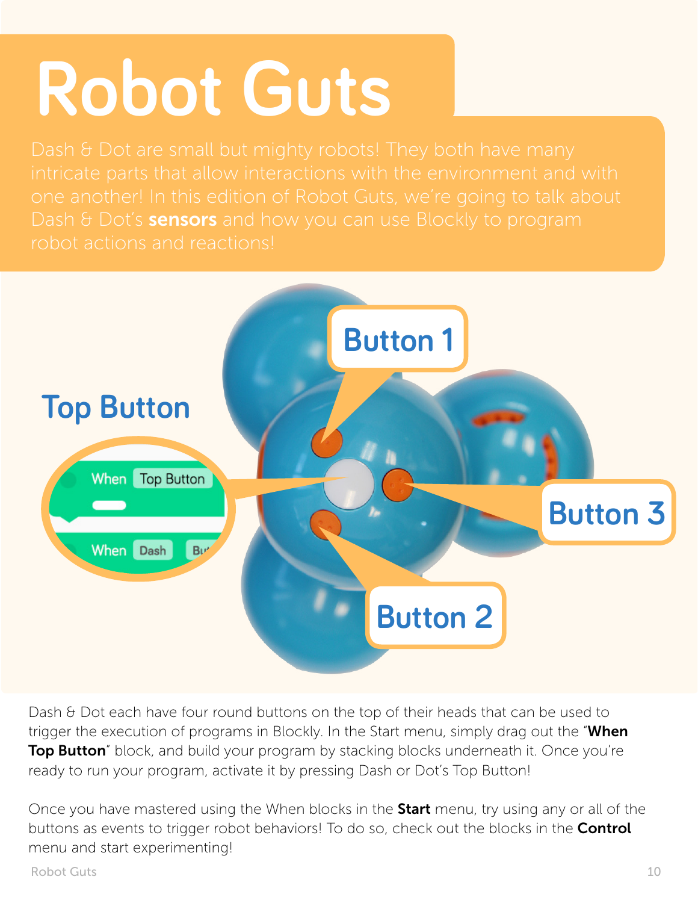# Robot Guts

Dash & Dot are small but mighty robots! They both have many intricate parts that allow interactions with the environment and with one another! In this edition of Robot Guts, we're going to talk about Dash & Dot's **sensors** and how you can use Blockly to program robot actions and reactions!

Top Button

Button 1

Button 2

Button 3

Dash & Dot each have four round buttons on the top of their heads that can be used to trigger the execution of programs in Blockly. In the Start menu, simply drag out the "**When Top Button**" block, and build your program by stacking blocks underneath it. Once you're ready to run your program, activate it by pressing Dash or Dot's Top Button!

Once you have mastered using the When blocks in the **Start** menu, try using any or all of the buttons as events to trigger robot behaviors! To do so, check out the blocks in the **Control** menu and start experimenting!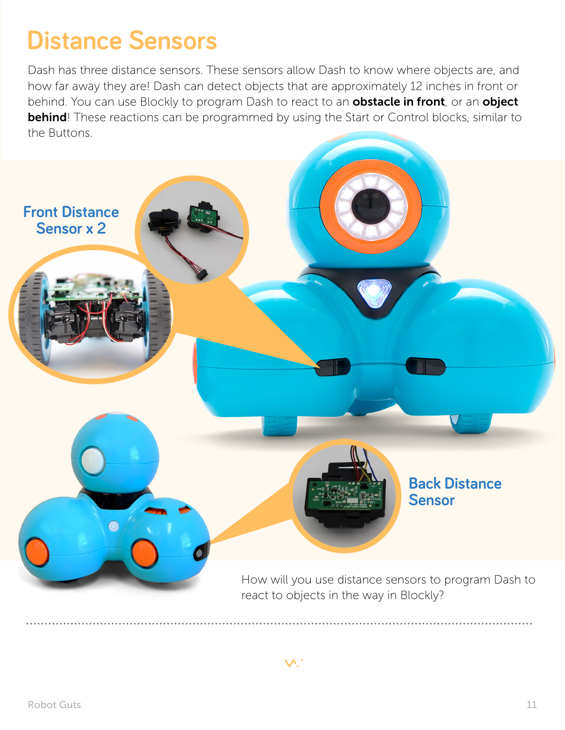# Distance Sensors

Dash has three distance sensors. These sensors allow Dash to know where objects are, and how far away they are! Dash can detect objects that are approximately 12 inches in front or behind. You can use Blockly to program Dash to react to an **obstacle in front**, or an **object behind**! These reactions can be programmed by using the Start or Control blocks, similar to the Buttons.

Front Distance Sensor x 2

Back Distance Sensor

How will you use distance sensors to program Dash to react to objects in the way in Blockly?